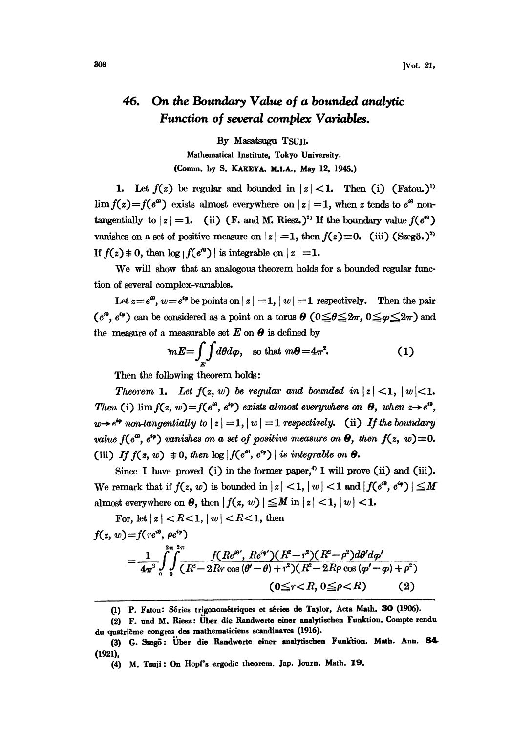# 46. On the Boundary Value of a bounded analytic Function of several complex Variables.

By Masatsugu TSUJI.

Mathematical Institute, Tokyo University.

(Comm. by S. KAKEYA. M.I.A., May 12, 1945.)

1. Let $f(z)$ be regular and bounded in $|z|<1$. Then (i) (Fatou.)[1] $\lim f(z)=f(e^{i\theta})$ exists almost everywhere on $|z|=1$, when $z$ tends to $e^{i\theta}$ non-tangentially to $|z|=1$. (ii) (F. and M. Riesz.)[2] If the boundary value $f(e^{i\theta})$ vanishes on a set of positive measure on $|z|=1$, then $f(z)\equiv 0$. (iii) (Szegö.)[3] If $f(z)\not\equiv 0$, then $\log|f(e^{i\theta})|$ is integrable on $|z|=1$.

We will show that an analogous theorem holds for a bounded regular function of several complex-variables.

Let $z=e^{i\theta}$, $w=e^{i\varphi}$ be points on $|z|=1$, $|w|=1$ respectively. Then the pair $(e^{i\theta}, e^{i\varphi})$ can be considered as a point on a torus $\boldsymbol{\Theta}$ $(0\leqq\theta\leqq 2\pi,\ 0\leqq\varphi\leqq 2\pi)$ and the measure of a measurable set $E$ on $\boldsymbol{\Theta}$ is defined by

$$mE=\iint\limits_{E} d\theta d\varphi, \quad \text{so that } m\boldsymbol{\Theta}=4\pi^2. \tag{1}$$

Then the following theorem holds:

*Theorem 1. Let $f(z, w)$ be regular and bounded in $|z|<1$, $|w|<1$. Then* (i) *$\lim f(z, w)=f(e^{i\theta}, e^{i\varphi})$ exists almost everywhere on $\boldsymbol{\Theta}$, when $z\to e^{i\theta}$, $w\to e^{i\varphi}$ non-tangentially to $|z|=1$, $|w|=1$ respectively.* (ii) *If the boundary value $f(e^{i\theta}, e^{i\varphi})$ vanishes on a set of positive measure on $\boldsymbol{\Theta}$, then $f(z, w)\equiv 0$.* (iii) *If $f(z, w)\not\equiv 0$, then $\log|f(e^{i\theta}, e^{i\varphi})|$ is integrable on $\boldsymbol{\Theta}$.*

Since I have proved (i) in the former paper,[4] I will prove (ii) and (iii). We remark that if $f(z, w)$ is bounded in $|z|<1$, $|w|<1$ and $|f(e^{i\theta}, e^{i\varphi})|\leqq M$ almost everywhere on $\boldsymbol{\Theta}$, then $|f(z, w)|\leqq M$ in $|z|<1$, $|w|<1$.

For, let $|z|<R<1$, $|w|<R<1$, then

$$f(z, w)=f(re^{i\theta}, \rho e^{i\varphi})$$
$$=\frac{1}{4\pi^2}\int_0^{2\pi}\!\!\int_0^{2\pi}\frac{f(Re^{i\theta'}, Re^{i\varphi'})(R^2-r^2)(R^2-\rho^2)d\theta' d\varphi'}{(R^2-2Rr\cos(\theta'-\theta)+r^2)(R^2-2R\rho\cos(\varphi'-\varphi)+\rho^2)}$$
$$(0\leqq r<R,\ 0\leqq\rho<R) \tag{2}$$

---

(1) P. Fatou: Séries trigonométriques et séries de Taylor, Acta Math. **30** (1906).

(2) F. und M. Riesz: Über die Randwerte einer analytischen Funktion. Compte rendu du quatrième congres des mathematiciens scandinaves (1916).

(3) G. Szegö: Über die Randwerte einer analytischen Funktion. Math. Ann. **84** (1921),

(4) M. Tsuji: On Hopf's ergodic theorem. Jap. Journ. Math. **19**.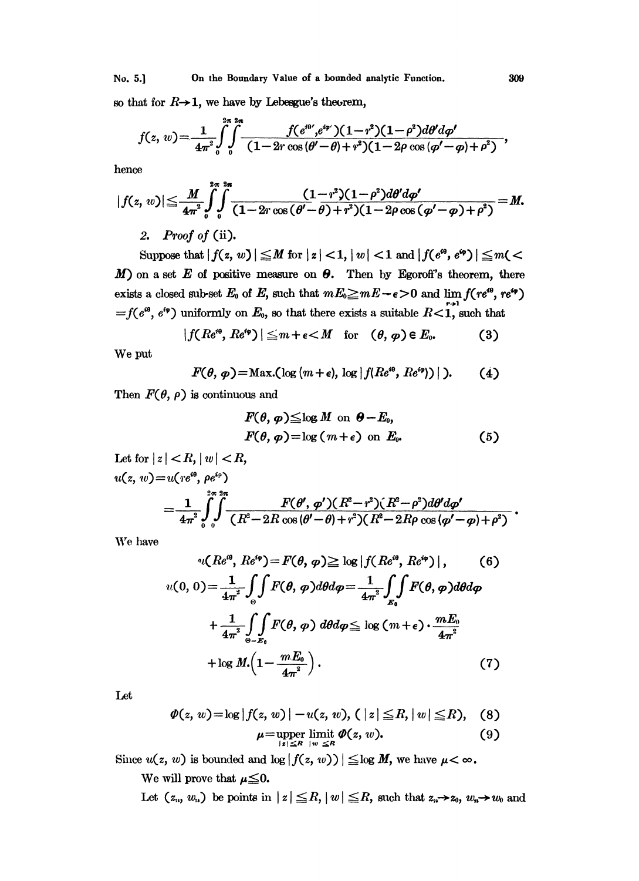so that for $R \to 1$, we have by Lebesgue's theorem,

$$f(z, w) = \frac{1}{4\pi^2} \int_0^{2\pi} \int_0^{2\pi} \frac{f(e^{i\theta'}, e^{i\varphi'})(1-r^2)(1-\rho^2) d\theta' d\varphi'}{(1-2r\cos(\theta'-\theta)+r^2)(1-2\rho\cos(\varphi'-\varphi)+\rho^2)},$$

hence

$$|f(z, w)| \leqq \frac{M}{4\pi^2} \int_0^{2\pi} \int_0^{2\pi} \frac{(1-r^2)(1-\rho^2) d\theta' d\varphi'}{(1-2r\cos(\theta'-\theta)+r^2)(1-2\rho\cos(\varphi'-\varphi)+\rho^2)} = M.$$

2. *Proof of* (ii).

Suppose that $|f(z, w)| \leqq M$ for $|z| < 1$, $|w| < 1$ and $|f(e^{i\theta}, e^{i\varphi})| \leqq m (< M)$ on a set $E$ of positive measure on $\Theta$. Then by Egoroff's theorem, there exists a closed sub-set $E_0$ of $E$, such that $mE_0 \geqq mE - \epsilon > 0$ and $\lim_{r \to 1} f(re^{i\theta}, re^{i\varphi}) = f(e^{i\theta}, e^{i\varphi})$ uniformly on $E_0$, so that there exists a suitable $R < 1$, such that

$$|f(Re^{i\theta}, Re^{i\varphi})| \leqq m + \epsilon < M \quad \text{for} \quad (\theta, \varphi) \in E_0. \tag{3}$$

We put

$$F(\theta, \varphi) = \text{Max.}(\log(m+\epsilon), \log|f(Re^{i\theta}, Re^{i\varphi})|). \tag{4}$$

Then $F(\theta, \rho)$ is continuous and

$$\begin{aligned} &F(\theta, \varphi) \leqq \log M \text{ on } \Theta - E_0, \\ &F(\theta, \varphi) = \log(m+\epsilon) \text{ on } E_0. \end{aligned} \tag{5}$$

Let for $|z| < R$, $|w| < R$,

$$u(z, w) = u(re^{i\theta}, \rho e^{i\rho})$$

$$= \frac{1}{4\pi^2} \int_0^{2\pi} \int_0^{2\pi} \frac{F(\theta', \varphi')(R^2-r^2)(R^2-\rho^2) d\theta' d\varphi'}{(R^2-2R\cos(\theta'-\theta)+r^2)(R^2-2R\rho\cos(\varphi'-\varphi)+\rho^2)}.$$

We have

$$u(Re^{i\theta}, Re^{i\varphi}) = F(\theta, \varphi) \geqq \log|f(Re^{i\theta}, Re^{i\varphi})|, \tag{6}$$

$$\begin{aligned} u(0, 0) &= \frac{1}{4\pi^2} \iint_{\Theta} F(\theta, \varphi) d\theta d\varphi = \frac{1}{4\pi^2} \iint_{E_0} F(\theta, \varphi) d\theta d\varphi \\ &+ \frac{1}{4\pi^2} \iint_{\Theta - E_0} F(\theta, \varphi)\, d\theta d\varphi \leqq \log(m+\epsilon) \cdot \frac{mE_0}{4\pi^2} \\ &+ \log M \cdot \left(1 - \frac{mE_0}{4\pi^2}\right). \end{aligned} \tag{7}$$

Let

$$\Phi(z, w) = \log|f(z, w)| - u(z, w), \ (|z| \leqq R, |w| \leqq R), \tag{8}$$

$$\mu = \underset{|z| \leqq R \ |w| \leqq R}{\text{upper limit}} \ \Phi(z, w). \tag{9}$$

Since $u(z, w)$ is bounded and $\log|f(z, w)| \leqq \log M$, we have $\mu < \infty$.

We will prove that $\mu \leqq 0$.

Let $(z_n, w_n)$ be points in $|z| \leqq R$, $|w| \leqq R$, such that $z_n \to z_0$, $w_n \to w_0$ and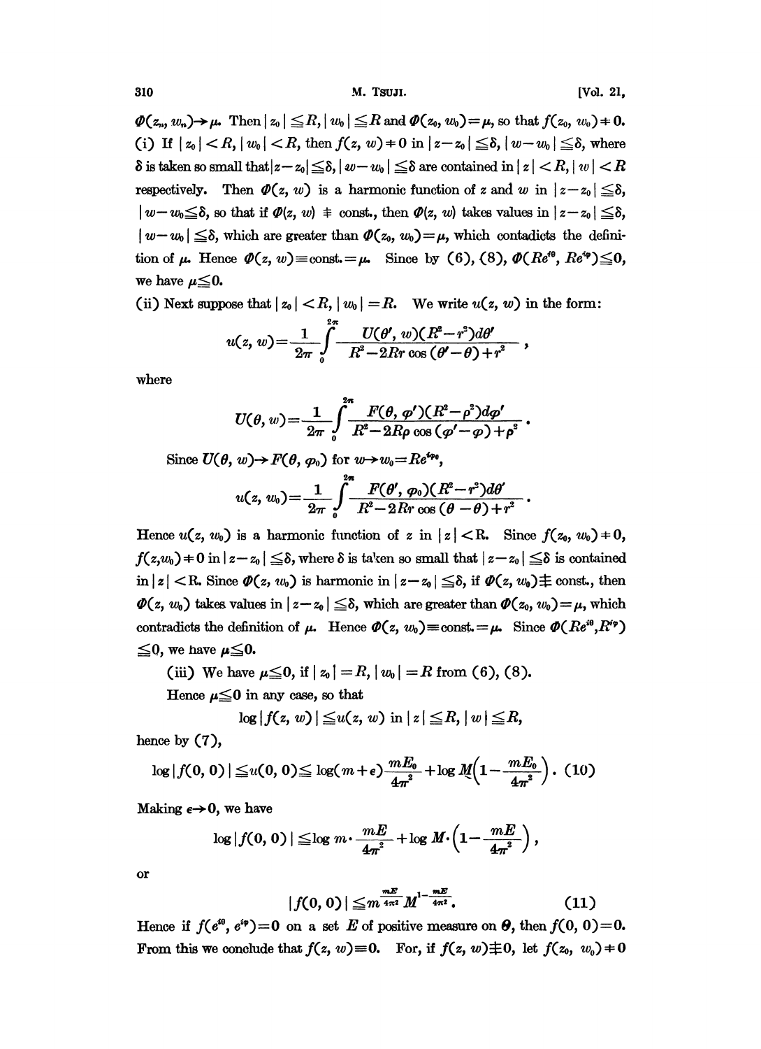$\Phi(z_n, w_n) \to \mu$. Then $|z_0| \leqq R, |w_0| \leqq R$ and $\Phi(z_0, w_0) = \mu$, so that $f(z_0, w_0) \neq 0$.

(i) If $|z_0| < R, |w_0| < R$, then $f(z, w) \neq 0$ in $|z - z_0| \leqq \delta, |w - w_0| \leqq \delta$, where $\delta$ is taken so small that $|z - z_0| \leqq \delta, |w - w_0| \leqq \delta$ are contained in $|z| < R, |w| < R$ respectively. Then $\Phi(z, w)$ is a harmonic function of $z$ and $w$ in $|z - z_0| \leqq \delta$, $|w - w_0 \leqq \delta$, so that if $\Phi(z, w) \not\equiv$ const., then $\Phi(z, w)$ takes values in $|z - z_0| \leqq \delta$, $|w - w_0| \leqq \delta$, which are greater than $\Phi(z_0, w_0) = \mu$, which contadicts the definition of $\mu$. Hence $\Phi(z, w) \equiv \text{const.} = \mu$. Since by (6), (8), $\Phi(Re^{i\theta}, Re^{i\varphi}) \leqq 0$, we have $\mu \leqq 0$.

(ii) Next suppose that $|z_0| < R, |w_0| = R$. We write $u(z, w)$ in the form:

$$u(z, w) = \frac{1}{2\pi} \int_0^{2\pi} \frac{U(\theta', w)(R^2 - r^2) d\theta'}{R^2 - 2Rr \cos(\theta' - \theta) + r^2},$$

where

$$U(\theta, w) = \frac{1}{2\pi} \int_0^{2\pi} \frac{F(\theta, \varphi')(R^2 - \rho^2) d\varphi'}{R^2 - 2R\rho \cos(\varphi' - \varphi) + \rho^2}.$$

Since $U(\theta, w) \to F(\theta, \varphi_0)$ for $w \to w_0 = Re^{i\varphi_0}$,

$$u(z, w_0) = \frac{1}{2\pi} \int_0^{2\pi} \frac{F(\theta', \varphi_0)(R^2 - r^2) d\theta'}{R^2 - 2Rr \cos(\theta - \theta) + r^2}.$$

Hence $u(z, w_0)$ is a harmonic function of $z$ in $|z| < R$. Since $f(z_0, w_0) \neq 0$, $f(z, w_0) \neq 0$ in $|z - z_0| \leqq \delta$, where $\delta$ is taken so small that $|z - z_0| \leqq \delta$ is contained in $|z| < R$. Since $\Phi(z, w_0)$ is harmonic in $|z - z_0| \leqq \delta$, if $\Phi(z, w_0) \not\equiv$ const., then $\Phi(z, w_0)$ takes values in $|z - z_0| \leqq \delta$, which are greater than $\Phi(z_0, w_0) = \mu$, which contradicts the definition of $\mu$. Hence $\Phi(z, w_0) \equiv \text{const.} = \mu$. Since $\Phi(Re^{i\theta}, R^{i\varphi}) \leqq 0$, we have $\mu \leqq 0$.

(iii) We have $\mu \leqq 0$, if $|z_0| = R, |w_0| = R$ from (6), (8).

Hence $\mu \leqq 0$ in any case, so that

$$\log |f(z, w)| \leqq u(z, w) \text{ in } |z| \leqq R, |w| \leqq R,$$

hence by (7),

$$\log |f(0, 0)| \leqq u(0, 0) \leqq \log(m + \epsilon) \frac{mE_0}{4\pi^2} + \log M\left(1 - \frac{mE_0}{4\pi^2}\right). \quad (10)$$

Making $\epsilon \to 0$, we have

$$\log |f(0, 0)| \leqq \log m \cdot \frac{mE}{4\pi^2} + \log M \cdot \left(1 - \frac{mE}{4\pi^2}\right),$$

or

$$|f(0, 0)| \leqq m^{\frac{mE}{4\pi^2}} M^{1 - \frac{mE}{4\pi^2}}. \quad (11)$$

Hence if $f(e^{i\theta}, e^{i\varphi}) = 0$ on a set $E$ of positive measure on $\Theta$, then $f(0, 0) = 0$. From this we conclude that $f(z, w) \equiv 0$. For, if $f(z, w) \not\equiv 0$, let $f(z_0, w_0) \neq 0$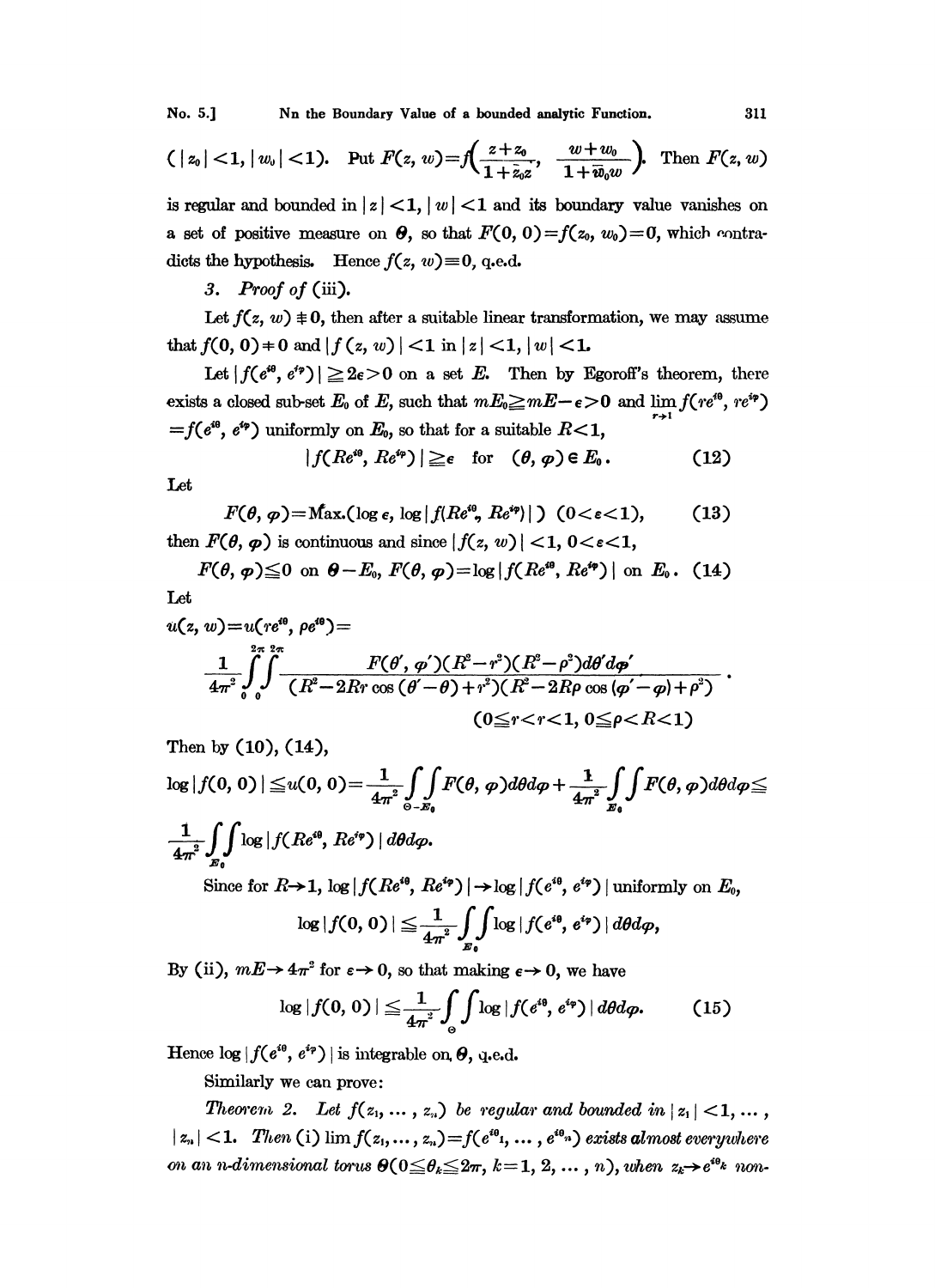$(|z_0|<1, |w_0|<1)$. Put $F(z, w)=f\left(\frac{z+z_0}{1+\bar{z}_0 z}, \frac{w+w_0}{1+\bar{w}_0 w}\right)$. Then $F(z, w)$ is regular and bounded in $|z|<1, |w|<1$ and its boundary value vanishes on a set of positive measure on $\Theta$, so that $F(0, 0)=f(z_0, w_0)=0$, which contradicts the hypothesis. Hence $f(z, w)\equiv 0$, q.e.d.

*3. Proof of* (iii).

Let $f(z, w)\not\equiv 0$, then after a suitable linear transformation, we may assume that $f(0, 0)\neq 0$ and $|f(z, w)|<1$ in $|z|<1, |w|<1$.

Let $|f(e^{i\theta}, e^{i\varphi})|\geqq 2\epsilon>0$ on a set $E$. Then by Egoroff's theorem, there exists a closed sub-set $E_0$ of $E$, such that $mE_0\geqq mE-\epsilon>0$ and $\lim\limits_{r\to 1} f(re^{i\theta}, re^{i\varphi}) =f(e^{i\theta}, e^{i\varphi})$ uniformly on $E_0$, so that for a suitable $R<1$,

$$|f(Re^{i\theta}, Re^{i\varphi})|\geqq \epsilon \quad \text{for} \quad (\theta, \varphi)\in E_0. \tag{12}$$

Let

$$F(\theta, \varphi)=\text{Max.}(\log \epsilon, \log|f(Re^{i\theta}, Re^{i\varphi})|) \quad (0<\epsilon<1), \tag{13}$$

then $F(\theta, \varphi)$ is continuous and since $|f(z, w)|<1$, $0<\epsilon<1$,

$$F(\theta, \varphi)\leqq 0 \text{ on } \Theta-E_0,\ F(\theta, \varphi)=\log|f(Re^{i\theta}, Re^{i\varphi})| \text{ on } E_0. \tag{14}$$

Let

$$u(z, w)=u(re^{i\theta}, \rho e^{i\theta})=$$

$$\frac{1}{4\pi^2}\int_0^{2\pi}\!\!\int_0^{2\pi}\frac{F(\theta', \varphi')(R^2-r^2)(R^2-\rho^2)d\theta' d\varphi'}{(R^2-2Rr\cos(\theta'-\theta)+r^2)(R^2-2R\rho\cos(\varphi'-\varphi)+\rho^2)}\,.$$

$$(0\leqq r<r<1,\ 0\leqq \rho<R<1)$$

Then by (10), (14),

$$\log|f(0, 0)|\leqq u(0, 0)=\frac{1}{4\pi^2}\iint\limits_{\Theta-E_0} F(\theta, \varphi)d\theta d\varphi+\frac{1}{4\pi^2}\iint\limits_{E_0} F(\theta, \varphi)d\theta d\varphi\leqq$$

$$\frac{1}{4\pi^2}\iint\limits_{E_0}\log|f(Re^{i\theta}, Re^{i\varphi})|\,d\theta d\varphi.$$

Since for $R\to 1$, $\log|f(Re^{i\theta}, Re^{i\varphi})|\to\log|f(e^{i\theta}, e^{i\varphi})|$ uniformly on $E_0$,

$$\log|f(0, 0)|\leqq\frac{1}{4\pi^2}\iint\limits_{E_0}\log|f(e^{i\theta}, e^{i\varphi})|\,d\theta d\varphi,$$

By (ii), $mE\to 4\pi^2$ for $\epsilon\to 0$, so that making $\epsilon\to 0$, we have

$$\log|f(0, 0)|\leqq\frac{1}{4\pi^2}\iint\limits_{\Theta}\log|f(e^{i\theta}, e^{i\varphi})|\,d\theta d\varphi. \tag{15}$$

Hence $\log|f(e^{i\theta}, e^{i\varphi})|$ is integrable on $\Theta$, q.e.d.

Similarly we can prove:

*Theorem 2. Let $f(z_1, \dots, z_n)$ be regular and bounded in $|z_1|<1, \dots, |z_n|<1$. Then* (i) $\lim f(z_1, \dots, z_n)=f(e^{i\theta_1}, \dots, e^{i\theta_n})$ *exists almost everywhere on an n-dimensional torus $\Theta(0\leqq\theta_k\leqq 2\pi, k=1, 2, \dots, n)$, when $z_k\to e^{i\theta_k}$ non-*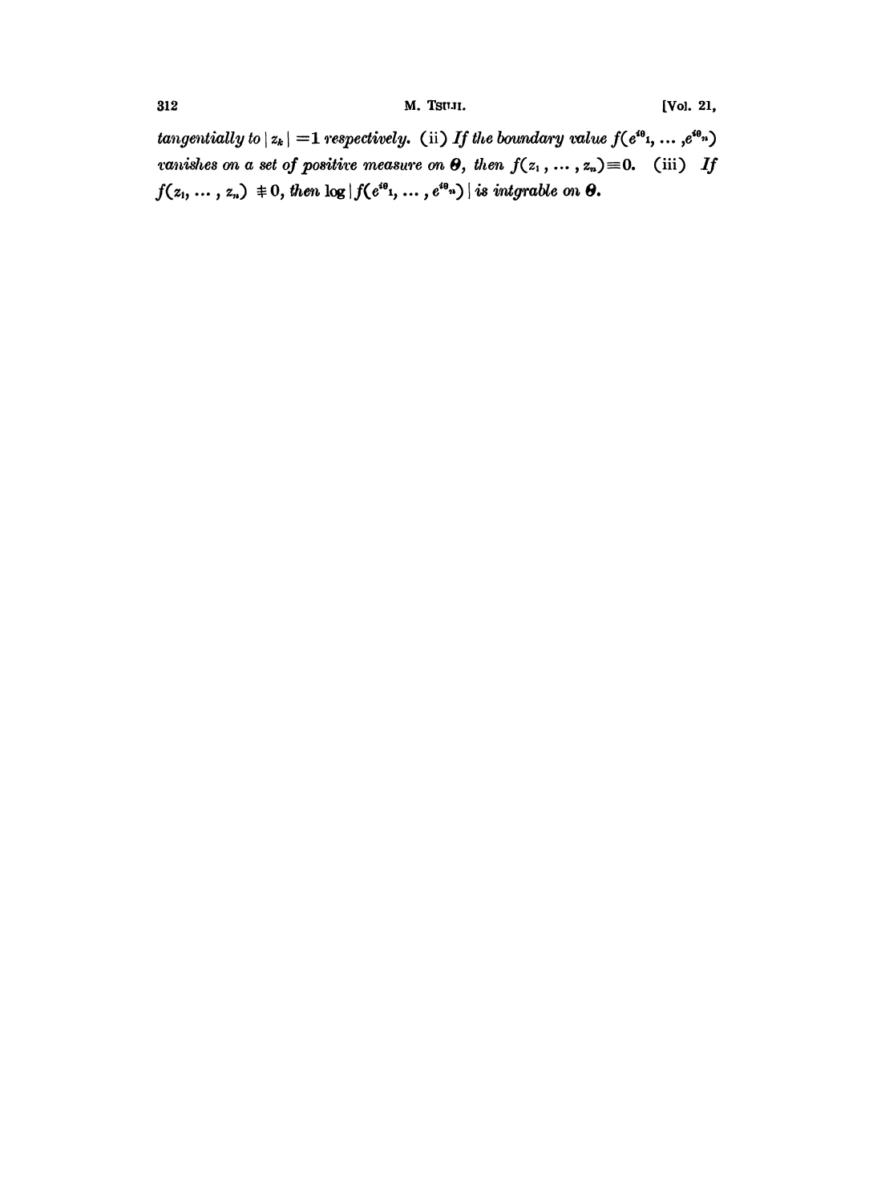*tangentially to* $|z_k| = 1$ *respectively.* (ii) *If the boundary value* $f(e^{i\theta_1}, \ldots, e^{i\theta_n})$ *vanishes on a set of positive measure on* $\boldsymbol{\Theta}$, *then* $f(z_1, \ldots, z_n) \equiv 0$. (iii) *If* $f(z_1, \ldots, z_n) \not\equiv 0$, *then* $\log |f(e^{i\theta_1}, \ldots, e^{i\theta_n})|$ *is intgrable on* $\boldsymbol{\Theta}$.